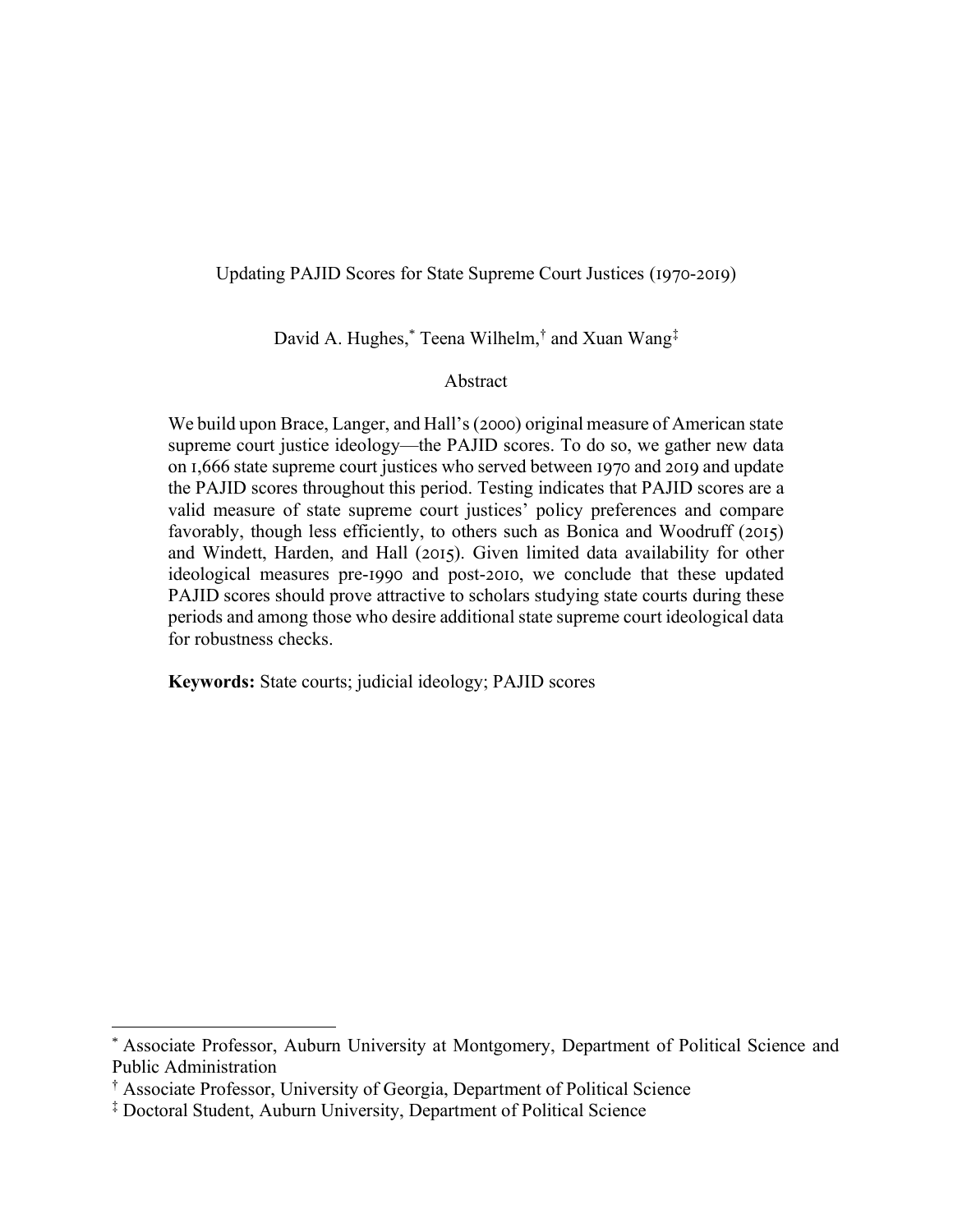# Updating PAJID Scores for State Supreme Court Justices (1970-2019)

David A. Hughes,[*] Teena Wilhelm,[†] and Xuan Wang[‡]

## Abstract

We build upon Brace, Langer, and Hall's (2000) original measure of American state supreme court justice ideology—the PAJID scores. To do so, we gather new data on 1,666 state supreme court justices who served between 1970 and 2019 and update the PAJID scores throughout this period. Testing indicates that PAJID scores are a valid measure of state supreme court justices' policy preferences and compare favorably, though less efficiently, to others such as Bonica and Woodruff (2015) and Windett, Harden, and Hall (2015). Given limited data availability for other ideological measures pre-1990 and post-2010, we conclude that these updated PAJID scores should prove attractive to scholars studying state courts during these periods and among those who desire additional state supreme court ideological data for robustness checks.

**Keywords:** State courts; judicial ideology; PAJID scores

---

[*] Associate Professor, Auburn University at Montgomery, Department of Political Science and Public Administration

[†] Associate Professor, University of Georgia, Department of Political Science

[‡] Doctoral Student, Auburn University, Department of Political Science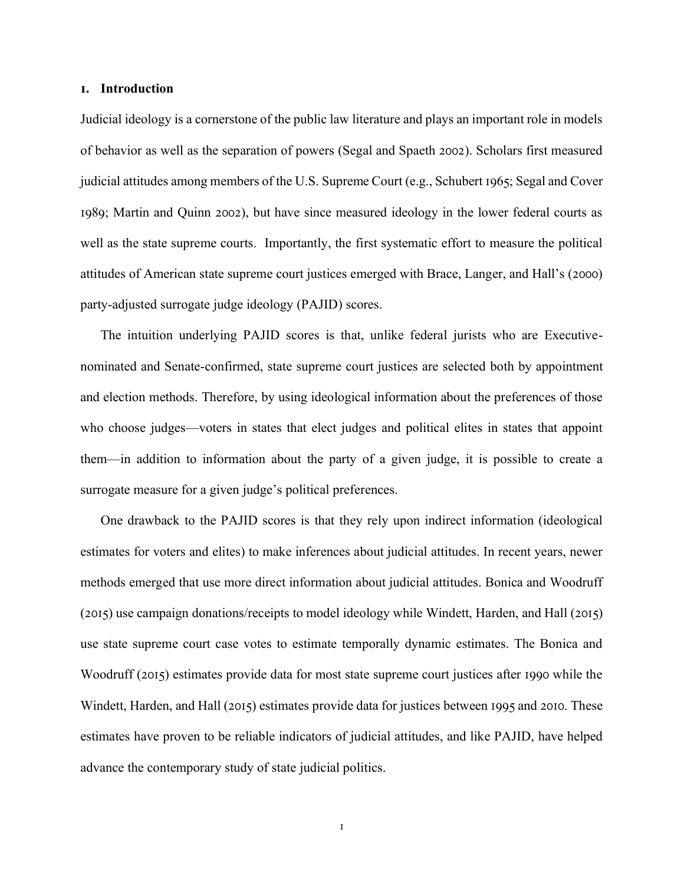## 1. Introduction

Judicial ideology is a cornerstone of the public law literature and plays an important role in models of behavior as well as the separation of powers (Segal and Spaeth 2002). Scholars first measured judicial attitudes among members of the U.S. Supreme Court (e.g., Schubert 1965; Segal and Cover 1989; Martin and Quinn 2002), but have since measured ideology in the lower federal courts as well as the state supreme courts. Importantly, the first systematic effort to measure the political attitudes of American state supreme court justices emerged with Brace, Langer, and Hall's (2000) party-adjusted surrogate judge ideology (PAJID) scores.

The intuition underlying PAJID scores is that, unlike federal jurists who are Executive-nominated and Senate-confirmed, state supreme court justices are selected both by appointment and election methods. Therefore, by using ideological information about the preferences of those who choose judges—voters in states that elect judges and political elites in states that appoint them—in addition to information about the party of a given judge, it is possible to create a surrogate measure for a given judge's political preferences.

One drawback to the PAJID scores is that they rely upon indirect information (ideological estimates for voters and elites) to make inferences about judicial attitudes. In recent years, newer methods emerged that use more direct information about judicial attitudes. Bonica and Woodruff (2015) use campaign donations/receipts to model ideology while Windett, Harden, and Hall (2015) use state supreme court case votes to estimate temporally dynamic estimates. The Bonica and Woodruff (2015) estimates provide data for most state supreme court justices after 1990 while the Windett, Harden, and Hall (2015) estimates provide data for justices between 1995 and 2010. These estimates have proven to be reliable indicators of judicial attitudes, and like PAJID, have helped advance the contemporary study of state judicial politics.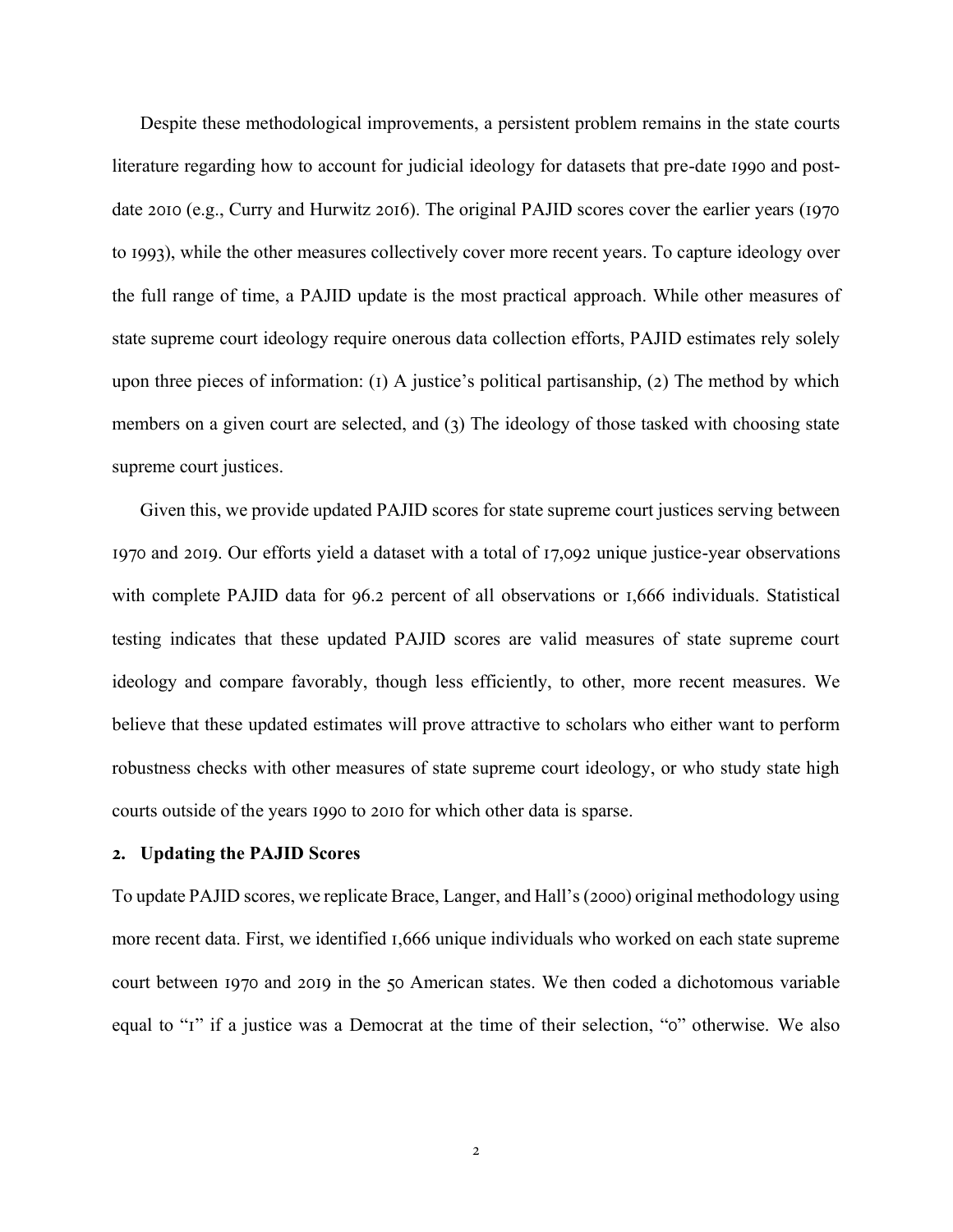Despite these methodological improvements, a persistent problem remains in the state courts literature regarding how to account for judicial ideology for datasets that pre-date 1990 and post-date 2010 (e.g., Curry and Hurwitz 2016). The original PAJID scores cover the earlier years (1970 to 1993), while the other measures collectively cover more recent years. To capture ideology over the full range of time, a PAJID update is the most practical approach. While other measures of state supreme court ideology require onerous data collection efforts, PAJID estimates rely solely upon three pieces of information: (1) A justice's political partisanship, (2) The method by which members on a given court are selected, and (3) The ideology of those tasked with choosing state supreme court justices.

Given this, we provide updated PAJID scores for state supreme court justices serving between 1970 and 2019. Our efforts yield a dataset with a total of 17,092 unique justice-year observations with complete PAJID data for 96.2 percent of all observations or 1,666 individuals. Statistical testing indicates that these updated PAJID scores are valid measures of state supreme court ideology and compare favorably, though less efficiently, to other, more recent measures. We believe that these updated estimates will prove attractive to scholars who either want to perform robustness checks with other measures of state supreme court ideology, or who study state high courts outside of the years 1990 to 2010 for which other data is sparse.

## 2. Updating the PAJID Scores

To update PAJID scores, we replicate Brace, Langer, and Hall's (2000) original methodology using more recent data. First, we identified 1,666 unique individuals who worked on each state supreme court between 1970 and 2019 in the 50 American states. We then coded a dichotomous variable equal to "1" if a justice was a Democrat at the time of their selection, "0" otherwise. We also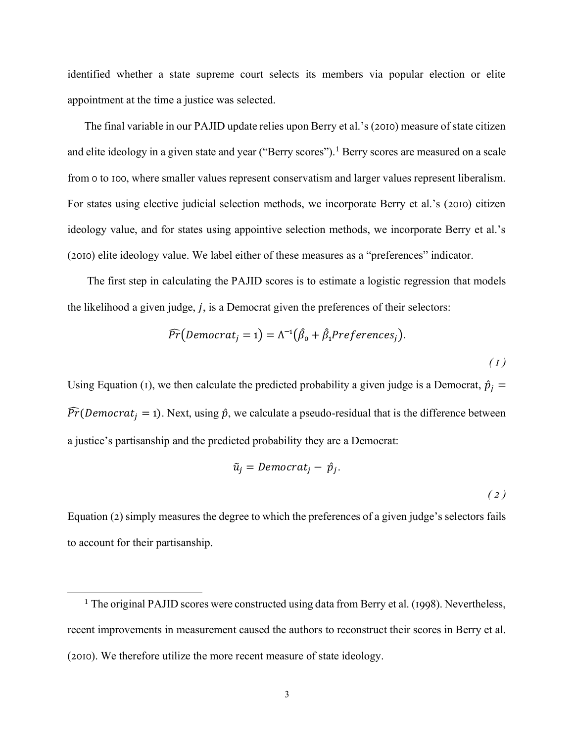identified whether a state supreme court selects its members via popular election or elite appointment at the time a justice was selected.

The final variable in our PAJID update relies upon Berry et al.'s (2010) measure of state citizen and elite ideology in a given state and year ("Berry scores").[1] Berry scores are measured on a scale from 0 to 100, where smaller values represent conservatism and larger values represent liberalism. For states using elective judicial selection methods, we incorporate Berry et al.'s (2010) citizen ideology value, and for states using appointive selection methods, we incorporate Berry et al.'s (2010) elite ideology value. We label either of these measures as a "preferences" indicator.

The first step in calculating the PAJID scores is to estimate a logistic regression that models the likelihood a given judge, $j$, is a Democrat given the preferences of their selectors:

$$\widehat{Pr}(Democrat_j = 1) = \Lambda^{-1}(\hat{\beta}_0 + \hat{\beta}_1 Preferences_j). \tag{1}$$

Using Equation (1), we then calculate the predicted probability a given judge is a Democrat, $\hat{p}_j = \widehat{Pr}(Democrat_j = 1)$. Next, using $\hat{p}$, we calculate a pseudo-residual that is the difference between a justice's partisanship and the predicted probability they are a Democrat:

$$\tilde{u}_j = Democrat_j - \hat{p}_j. \tag{2}$$

Equation (2) simply measures the degree to which the preferences of a given judge's selectors fails to account for their partisanship.

[1] The original PAJID scores were constructed using data from Berry et al. (1998). Nevertheless, recent improvements in measurement caused the authors to reconstruct their scores in Berry et al. (2010). We therefore utilize the more recent measure of state ideology.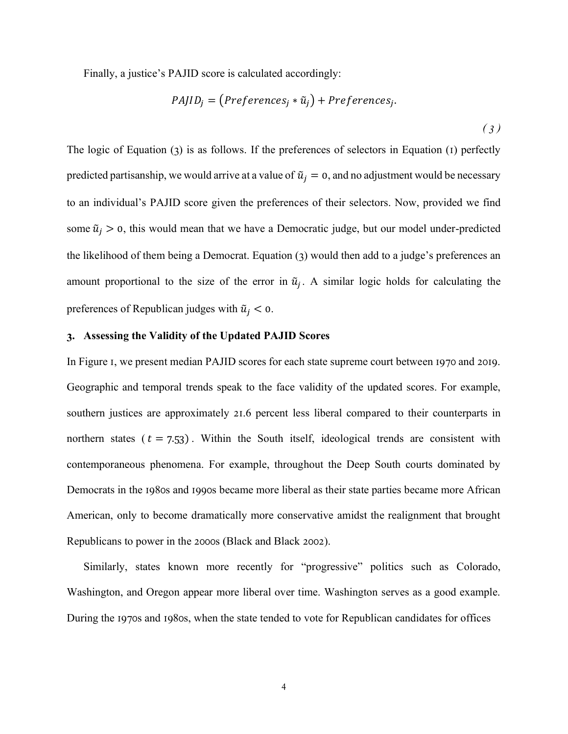Finally, a justice's PAJID score is calculated accordingly:

$$PAJID_j = \left(Preferences_j * \tilde{u}_j\right) + Preferences_j. \tag{3}$$

The logic of Equation (3) is as follows. If the preferences of selectors in Equation (1) perfectly predicted partisanship, we would arrive at a value of $\tilde{u}_j = 0$, and no adjustment would be necessary to an individual's PAJID score given the preferences of their selectors. Now, provided we find some $\tilde{u}_j > 0$, this would mean that we have a Democratic judge, but our model under-predicted the likelihood of them being a Democrat. Equation (3) would then add to a judge's preferences an amount proportional to the size of the error in $\tilde{u}_j$. A similar logic holds for calculating the preferences of Republican judges with $\tilde{u}_j < 0$.

## 3. Assessing the Validity of the Updated PAJID Scores

In Figure 1, we present median PAJID scores for each state supreme court between 1970 and 2019. Geographic and temporal trends speak to the face validity of the updated scores. For example, southern justices are approximately 21.6 percent less liberal compared to their counterparts in northern states ($t = 7.53$). Within the South itself, ideological trends are consistent with contemporaneous phenomena. For example, throughout the Deep South courts dominated by Democrats in the 1980s and 1990s became more liberal as their state parties became more African American, only to become dramatically more conservative amidst the realignment that brought Republicans to power in the 2000s (Black and Black 2002).

Similarly, states known more recently for "progressive" politics such as Colorado, Washington, and Oregon appear more liberal over time. Washington serves as a good example. During the 1970s and 1980s, when the state tended to vote for Republican candidates for offices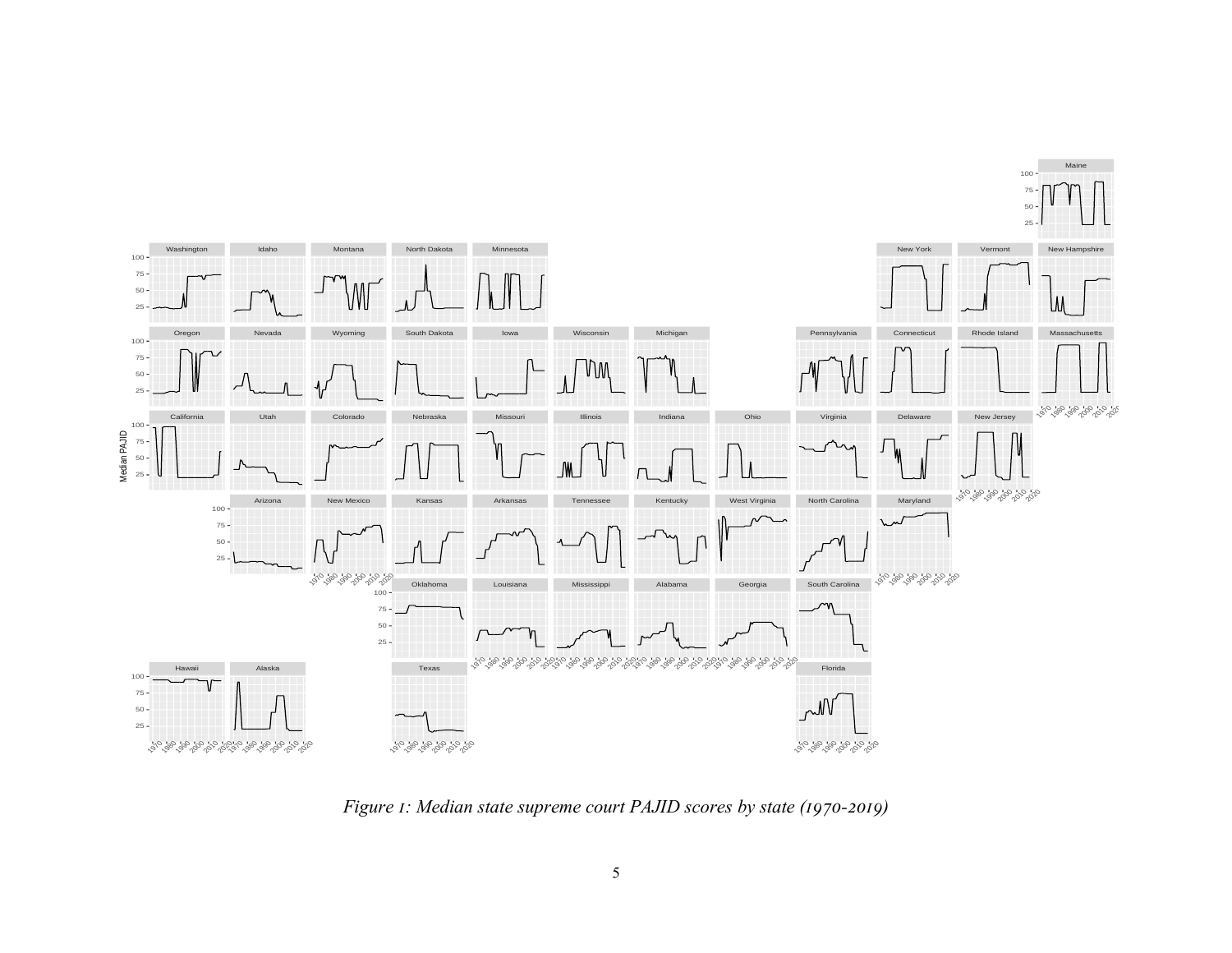*Figure 1: Median state supreme court PAJID scores by state (1970-2019)*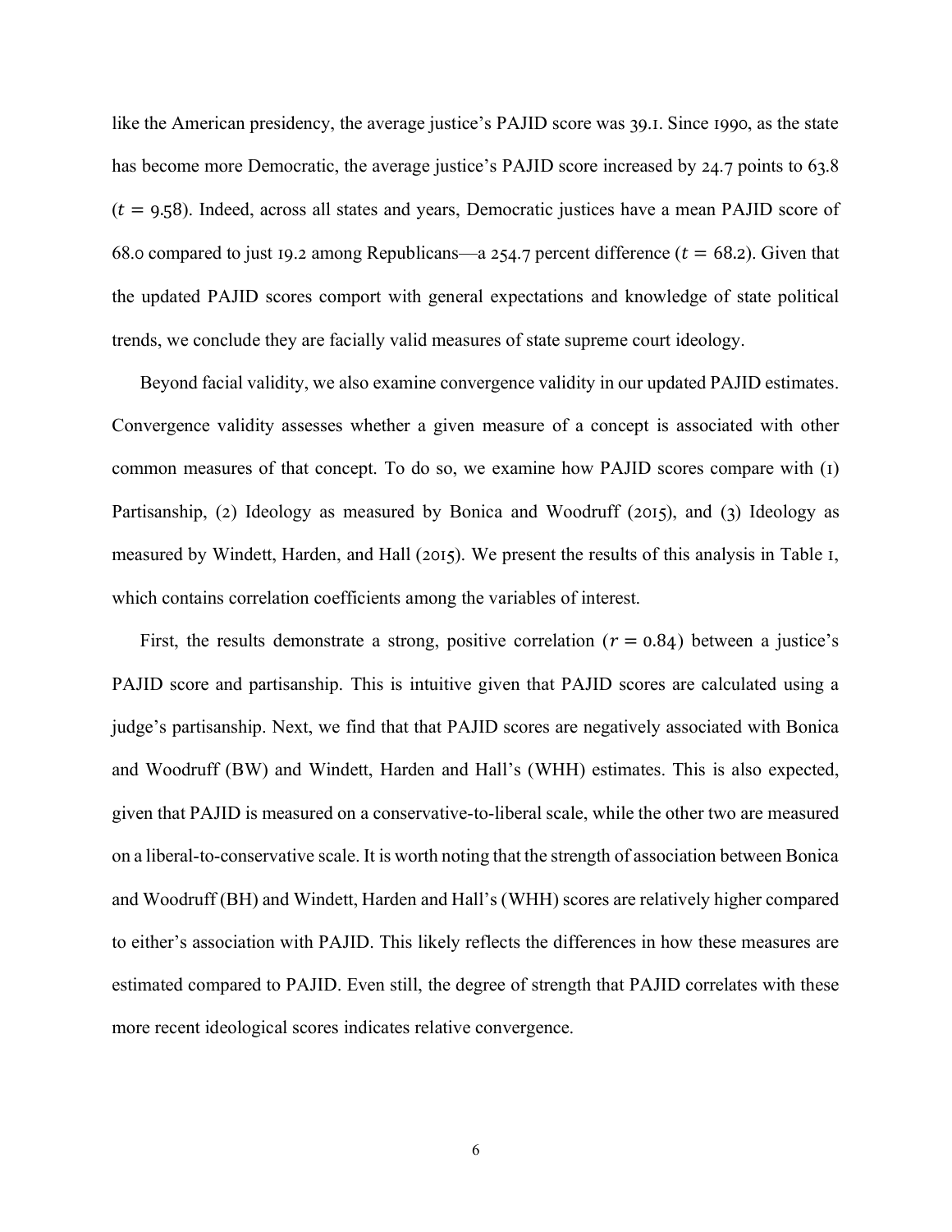like the American presidency, the average justice's PAJID score was 39.1. Since 1990, as the state has become more Democratic, the average justice's PAJID score increased by 24.7 points to 63.8 ($t = 9.58$). Indeed, across all states and years, Democratic justices have a mean PAJID score of 68.0 compared to just 19.2 among Republicans—a 254.7 percent difference ($t = 68.2$). Given that the updated PAJID scores comport with general expectations and knowledge of state political trends, we conclude they are facially valid measures of state supreme court ideology.

Beyond facial validity, we also examine convergence validity in our updated PAJID estimates. Convergence validity assesses whether a given measure of a concept is associated with other common measures of that concept. To do so, we examine how PAJID scores compare with (1) Partisanship, (2) Ideology as measured by Bonica and Woodruff (2015), and (3) Ideology as measured by Windett, Harden, and Hall (2015). We present the results of this analysis in Table 1, which contains correlation coefficients among the variables of interest.

First, the results demonstrate a strong, positive correlation ($r = 0.84$) between a justice's PAJID score and partisanship. This is intuitive given that PAJID scores are calculated using a judge's partisanship. Next, we find that that PAJID scores are negatively associated with Bonica and Woodruff (BW) and Windett, Harden and Hall's (WHH) estimates. This is also expected, given that PAJID is measured on a conservative-to-liberal scale, while the other two are measured on a liberal-to-conservative scale. It is worth noting that the strength of association between Bonica and Woodruff (BH) and Windett, Harden and Hall's (WHH) scores are relatively higher compared to either's association with PAJID. This likely reflects the differences in how these measures are estimated compared to PAJID. Even still, the degree of strength that PAJID correlates with these more recent ideological scores indicates relative convergence.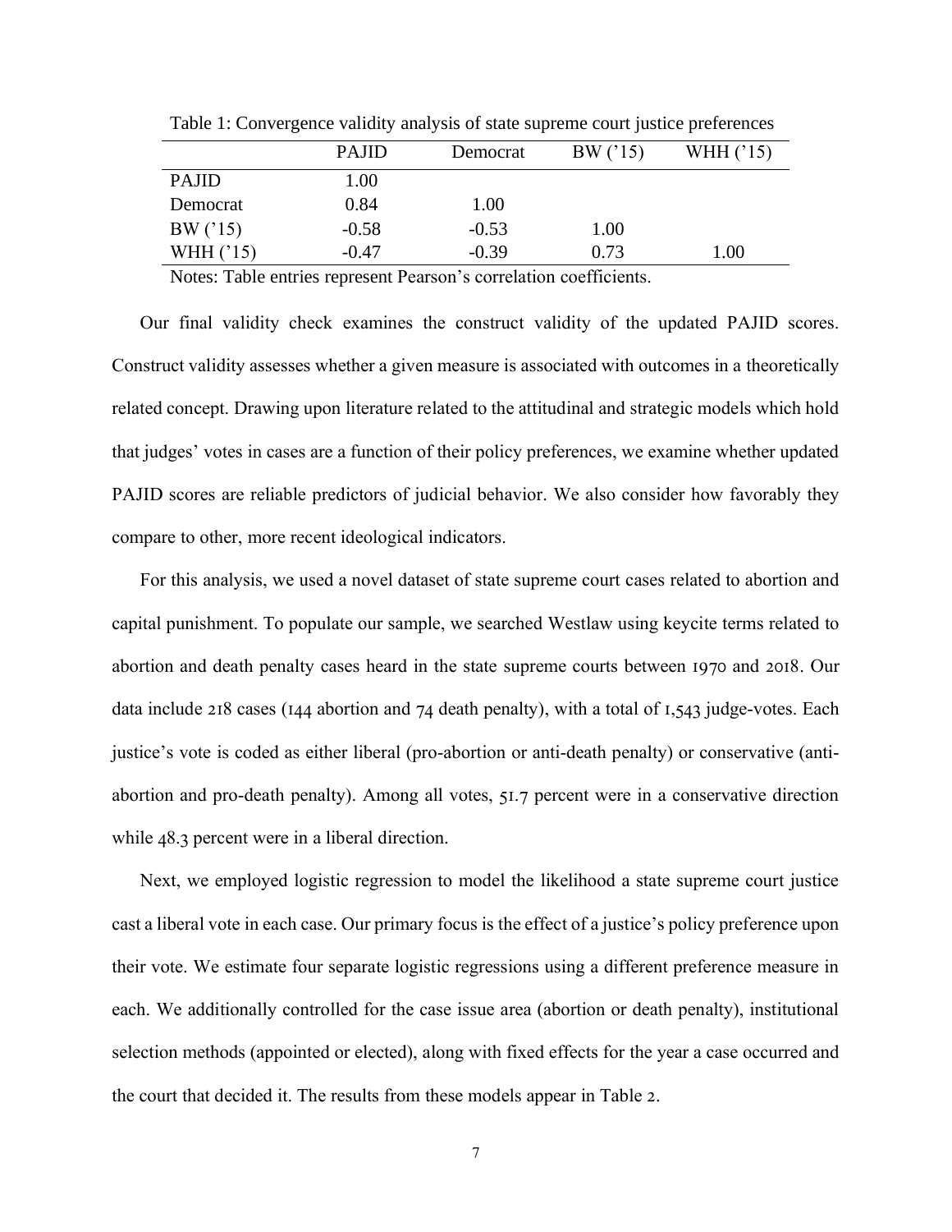Table 1: Convergence validity analysis of state supreme court justice preferences

| | PAJID | Democrat | BW ('15) | WHH ('15) |
|---|---|---|---|---|
| PAJID | 1.00 | | | |
| Democrat | 0.84 | 1.00 | | |
| BW ('15) | -0.58 | -0.53 | 1.00 | |
| WHH ('15) | -0.47 | -0.39 | 0.73 | 1.00 |

Notes: Table entries represent Pearson's correlation coefficients.

Our final validity check examines the construct validity of the updated PAJID scores. Construct validity assesses whether a given measure is associated with outcomes in a theoretically related concept. Drawing upon literature related to the attitudinal and strategic models which hold that judges' votes in cases are a function of their policy preferences, we examine whether updated PAJID scores are reliable predictors of judicial behavior. We also consider how favorably they compare to other, more recent ideological indicators.

For this analysis, we used a novel dataset of state supreme court cases related to abortion and capital punishment. To populate our sample, we searched Westlaw using keycite terms related to abortion and death penalty cases heard in the state supreme courts between 1970 and 2018. Our data include 218 cases (144 abortion and 74 death penalty), with a total of 1,543 judge-votes. Each justice's vote is coded as either liberal (pro-abortion or anti-death penalty) or conservative (anti-abortion and pro-death penalty). Among all votes, 51.7 percent were in a conservative direction while 48.3 percent were in a liberal direction.

Next, we employed logistic regression to model the likelihood a state supreme court justice cast a liberal vote in each case. Our primary focus is the effect of a justice's policy preference upon their vote. We estimate four separate logistic regressions using a different preference measure in each. We additionally controlled for the case issue area (abortion or death penalty), institutional selection methods (appointed or elected), along with fixed effects for the year a case occurred and the court that decided it. The results from these models appear in Table 2.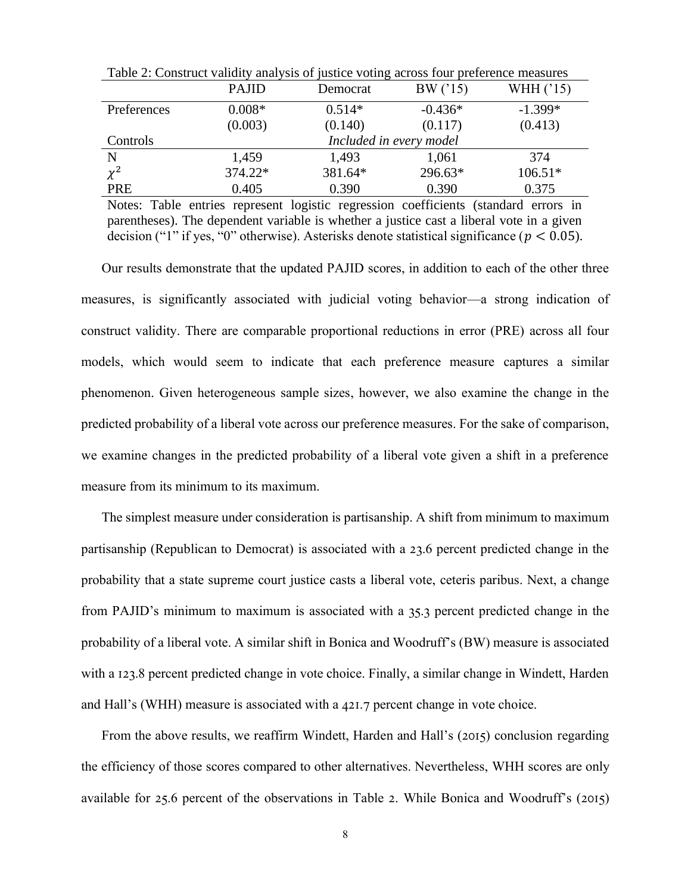Table 2: Construct validity analysis of justice voting across four preference measures

| | PAJID | Democrat | BW ('15) | WHH ('15) |
|---|---|---|---|---|
| Preferences | 0.008* | 0.514* | -0.436* | -1.399* |
| | (0.003) | (0.140) | (0.117) | (0.413) |
| Controls | *Included in every model* | | | |
| N | 1,459 | 1,493 | 1,061 | 374 |
| $\chi^2$ | 374.22* | 381.64* | 296.63* | 106.51* |
| PRE | 0.405 | 0.390 | 0.390 | 0.375 |

Notes: Table entries represent logistic regression coefficients (standard errors in parentheses). The dependent variable is whether a justice cast a liberal vote in a given decision ("1" if yes, "0" otherwise). Asterisks denote statistical significance ($p < 0.05$).

Our results demonstrate that the updated PAJID scores, in addition to each of the other three measures, is significantly associated with judicial voting behavior—a strong indication of construct validity. There are comparable proportional reductions in error (PRE) across all four models, which would seem to indicate that each preference measure captures a similar phenomenon. Given heterogeneous sample sizes, however, we also examine the change in the predicted probability of a liberal vote across our preference measures. For the sake of comparison, we examine changes in the predicted probability of a liberal vote given a shift in a preference measure from its minimum to its maximum.

The simplest measure under consideration is partisanship. A shift from minimum to maximum partisanship (Republican to Democrat) is associated with a 23.6 percent predicted change in the probability that a state supreme court justice casts a liberal vote, ceteris paribus. Next, a change from PAJID's minimum to maximum is associated with a 35.3 percent predicted change in the probability of a liberal vote. A similar shift in Bonica and Woodruff's (BW) measure is associated with a 123.8 percent predicted change in vote choice. Finally, a similar change in Windett, Harden and Hall's (WHH) measure is associated with a 421.7 percent change in vote choice.

From the above results, we reaffirm Windett, Harden and Hall's (2015) conclusion regarding the efficiency of those scores compared to other alternatives. Nevertheless, WHH scores are only available for 25.6 percent of the observations in Table 2. While Bonica and Woodruff's (2015)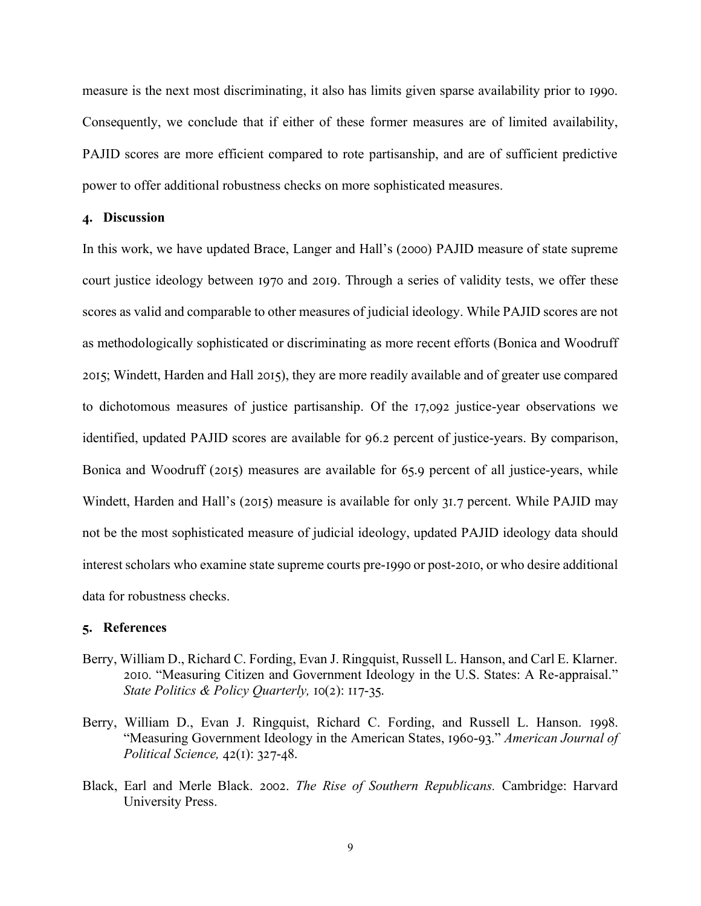measure is the next most discriminating, it also has limits given sparse availability prior to 1990. Consequently, we conclude that if either of these former measures are of limited availability, PAJID scores are more efficient compared to rote partisanship, and are of sufficient predictive power to offer additional robustness checks on more sophisticated measures.

## 4. Discussion

In this work, we have updated Brace, Langer and Hall's (2000) PAJID measure of state supreme court justice ideology between 1970 and 2019. Through a series of validity tests, we offer these scores as valid and comparable to other measures of judicial ideology. While PAJID scores are not as methodologically sophisticated or discriminating as more recent efforts (Bonica and Woodruff 2015; Windett, Harden and Hall 2015), they are more readily available and of greater use compared to dichotomous measures of justice partisanship. Of the 17,092 justice-year observations we identified, updated PAJID scores are available for 96.2 percent of justice-years. By comparison, Bonica and Woodruff (2015) measures are available for 65.9 percent of all justice-years, while Windett, Harden and Hall's (2015) measure is available for only 31.7 percent. While PAJID may not be the most sophisticated measure of judicial ideology, updated PAJID ideology data should interest scholars who examine state supreme courts pre-1990 or post-2010, or who desire additional data for robustness checks.

## 5. References

Berry, William D., Richard C. Fording, Evan J. Ringquist, Russell L. Hanson, and Carl E. Klarner. 2010. "Measuring Citizen and Government Ideology in the U.S. States: A Re-appraisal." *State Politics & Policy Quarterly,* 10(2): 117-35.

Berry, William D., Evan J. Ringquist, Richard C. Fording, and Russell L. Hanson. 1998. "Measuring Government Ideology in the American States, 1960-93." *American Journal of Political Science,* 42(1): 327-48.

Black, Earl and Merle Black. 2002. *The Rise of Southern Republicans.* Cambridge: Harvard University Press.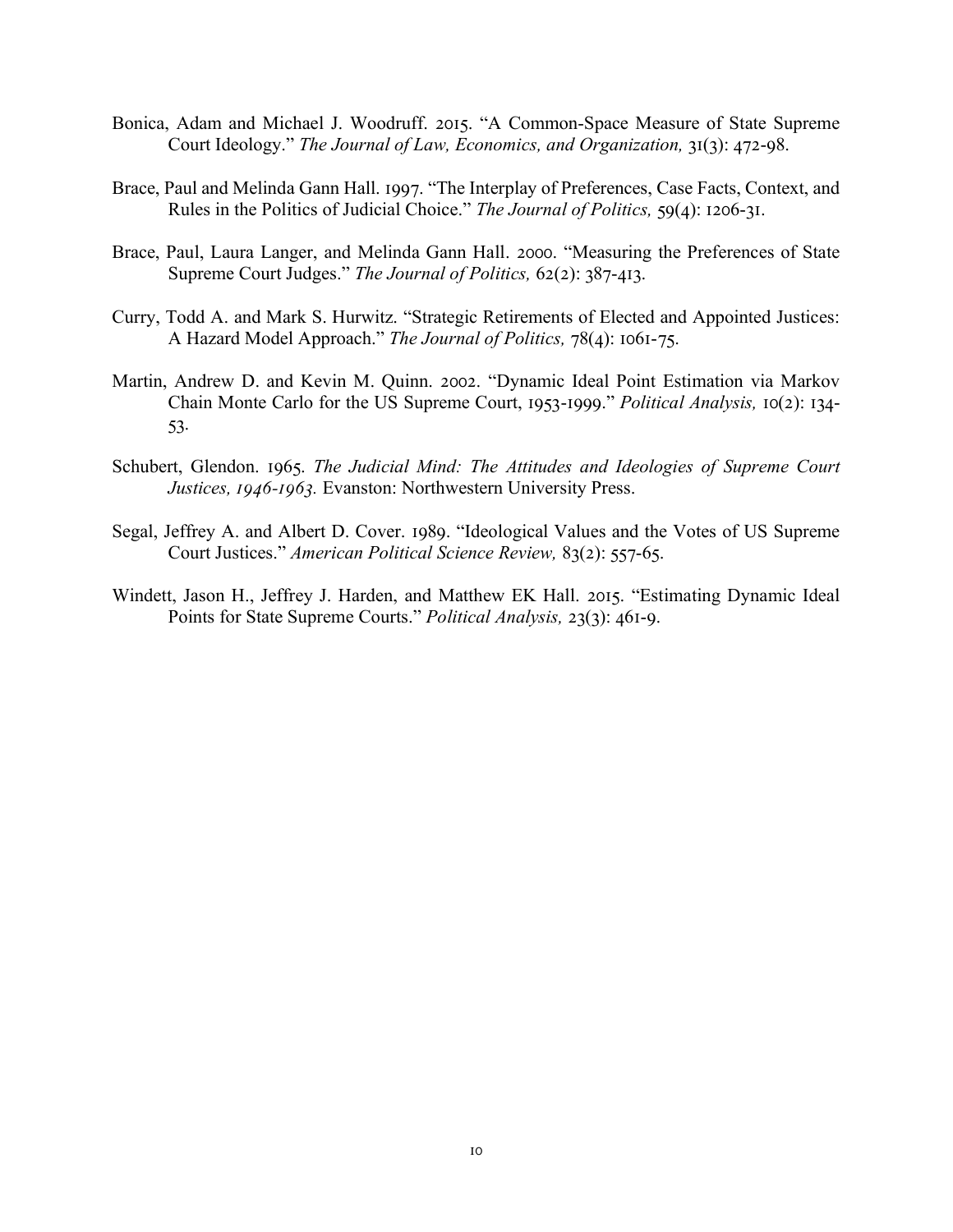Bonica, Adam and Michael J. Woodruff. 2015. "A Common-Space Measure of State Supreme Court Ideology." *The Journal of Law, Economics, and Organization,* 31(3): 472-98.

Brace, Paul and Melinda Gann Hall. 1997. "The Interplay of Preferences, Case Facts, Context, and Rules in the Politics of Judicial Choice." *The Journal of Politics,* 59(4): 1206-31.

Brace, Paul, Laura Langer, and Melinda Gann Hall. 2000. "Measuring the Preferences of State Supreme Court Judges." *The Journal of Politics,* 62(2): 387-413.

Curry, Todd A. and Mark S. Hurwitz. "Strategic Retirements of Elected and Appointed Justices: A Hazard Model Approach." *The Journal of Politics,* 78(4): 1061-75.

Martin, Andrew D. and Kevin M. Quinn. 2002. "Dynamic Ideal Point Estimation via Markov Chain Monte Carlo for the US Supreme Court, 1953-1999." *Political Analysis,* 10(2): 134-53.

Schubert, Glendon. 1965. *The Judicial Mind: The Attitudes and Ideologies of Supreme Court Justices, 1946-1963.* Evanston: Northwestern University Press.

Segal, Jeffrey A. and Albert D. Cover. 1989. "Ideological Values and the Votes of US Supreme Court Justices." *American Political Science Review,* 83(2): 557-65.

Windett, Jason H., Jeffrey J. Harden, and Matthew EK Hall. 2015. "Estimating Dynamic Ideal Points for State Supreme Courts." *Political Analysis,* 23(3): 461-9.